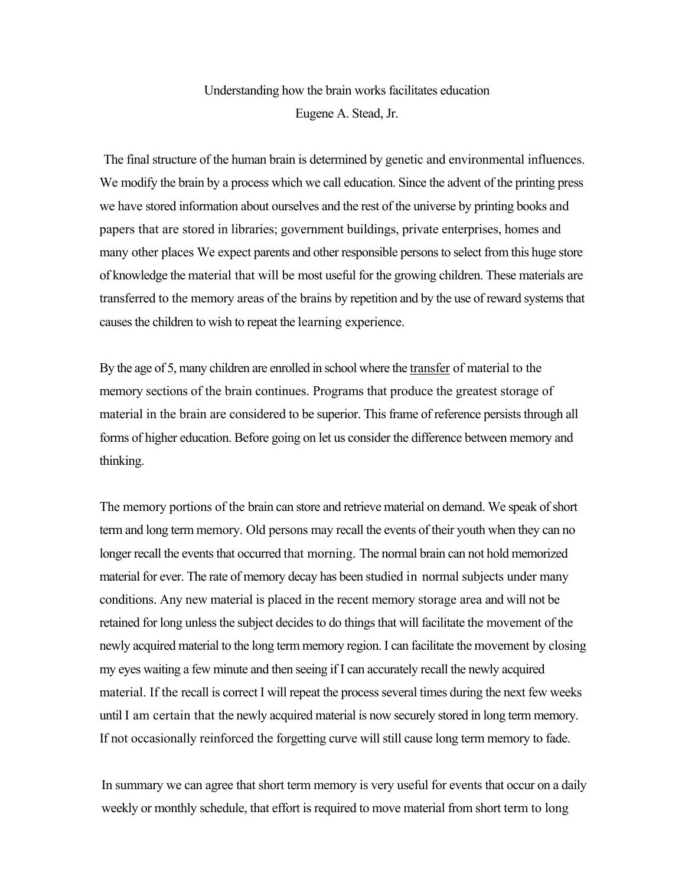# Understanding how the brain works facilitates education

Eugene A. Stead, Jr.

The final structure of the human brain is determined by genetic and environmental influences. We modify the brain by a process which we call education. Since the advent of the printing press we have stored information about ourselves and the rest of the universe by printing books and papers that are stored in libraries; government buildings, private enterprises, homes and many other places We expect parents and other responsible persons to select from this huge store of knowledge the material that will be most useful for the growing children. These materials are transferred to the memory areas of the brains by repetition and by the use of reward systems that causes the children to wish to repeat the learning experience.

By the age of 5, many children are enrolled in school where the <u>transfer</u> of material to the memory sections of the brain continues. Programs that produce the greatest storage of material in the brain are considered to be superior. This frame of reference persists through all forms of higher education. Before going on let us consider the difference between memory and thinking.

The memory portions of the brain can store and retrieve material on demand. We speak of short term and long term memory. Old persons may recall the events of their youth when they can no longer recall the events that occurred that morning. The normal brain can not hold memorized material for ever. The rate of memory decay has been studied in normal subjects under many conditions. Any new material is placed in the recent memory storage area and will not be retained for long unless the subject decides to do things that will facilitate the movement of the newly acquired material to the long term memory region. I can facilitate the movement by closing my eyes waiting a few minute and then seeing if I can accurately recall the newly acquired material. If the recall is correct I will repeat the process several times during the next few weeks until I am certain that the newly acquired material is now securely stored in long term memory. If not occasionally reinforced the forgetting curve will still cause long term memory to fade.

In summary we can agree that short term memory is very useful for events that occur on a daily weekly or monthly schedule, that effort is required to move material from short term to long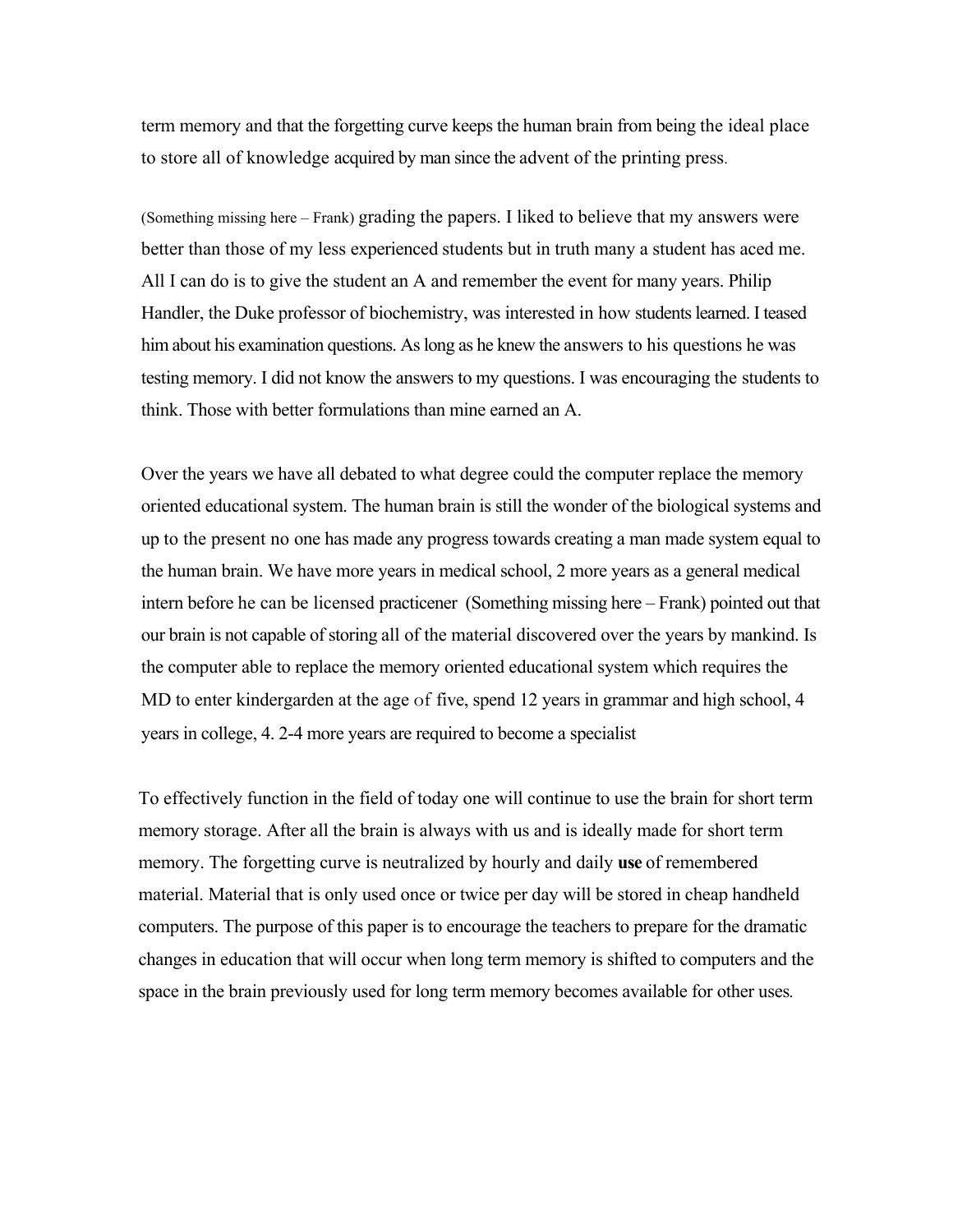term memory and that the forgetting curve keeps the human brain from being the ideal place to store all of knowledge acquired by man since the advent of the printing press.

(Something missing here – Frank) grading the papers. I liked to believe that my answers were better than those of my less experienced students but in truth many a student has aced me. All I can do is to give the student an A and remember the event for many years. Philip Handler, the Duke professor of biochemistry, was interested in how students learned. I teased him about his examination questions. As long as he knew the answers to his questions he was testing memory. I did not know the answers to my questions. I was encouraging the students to think. Those with better formulations than mine earned an A.

Over the years we have all debated to what degree could the computer replace the memory oriented educational system. The human brain is still the wonder of the biological systems and up to the present no one has made any progress towards creating a man made system equal to the human brain. We have more years in medical school, 2 more years as a general medical intern before he can be licensed practicener (Something missing here – Frank) pointed out that our brain is not capable of storing all of the material discovered over the years by mankind. Is the computer able to replace the memory oriented educational system which requires the MD to enter kindergarden at the age of five, spend 12 years in grammar and high school, 4 years in college, 4. 2-4 more years are required to become a specialist

To effectively function in the field of today one will continue to use the brain for short term memory storage. After all the brain is always with us and is ideally made for short term memory. The forgetting curve is neutralized by hourly and daily **use** of remembered material. Material that is only used once or twice per day will be stored in cheap handheld computers. The purpose of this paper is to encourage the teachers to prepare for the dramatic changes in education that will occur when long term memory is shifted to computers and the space in the brain previously used for long term memory becomes available for other uses.